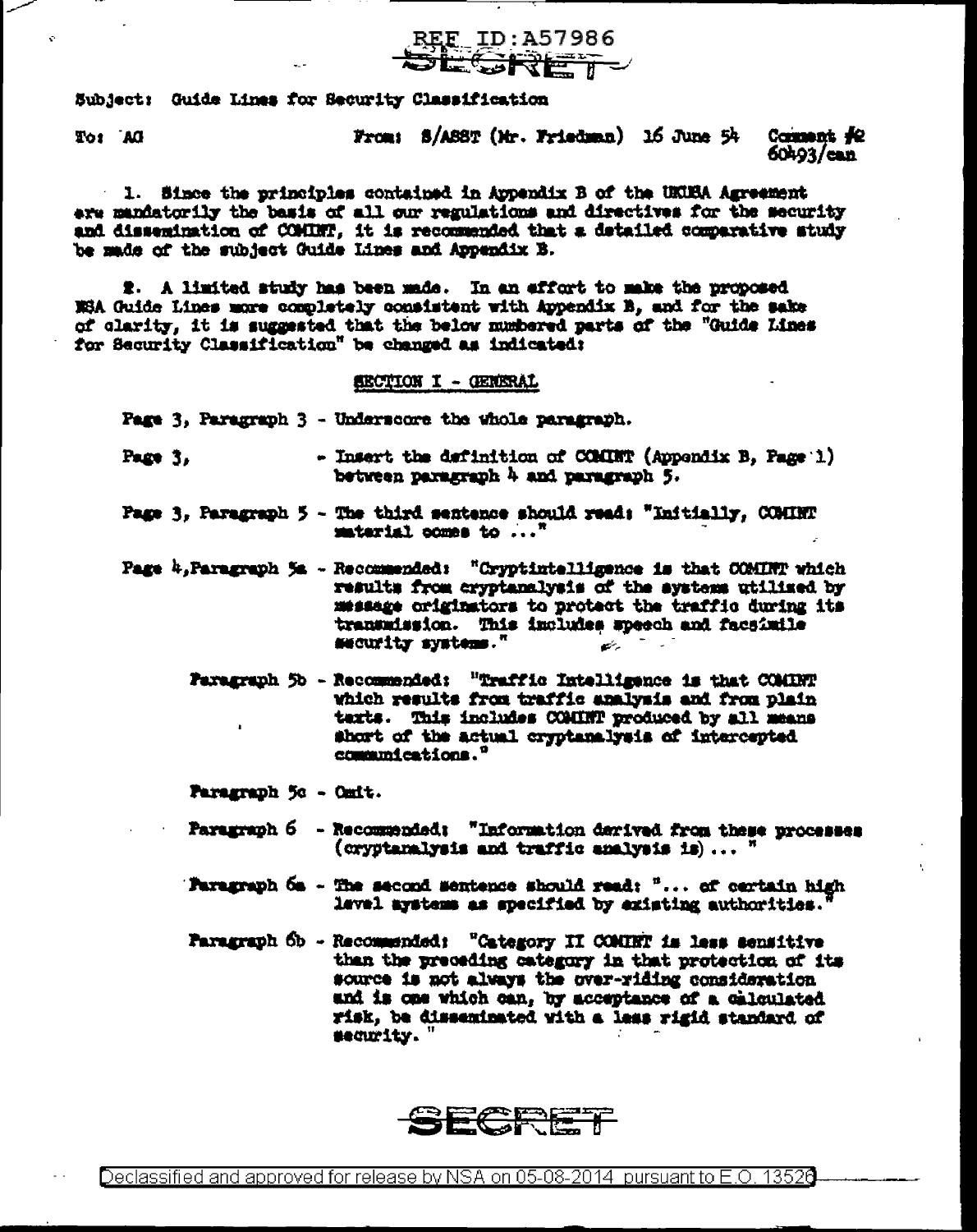REF ID:A57986

SECRET

Subject: Guide Lines for Security Classification

To: AG

From: S/ASST (Mr. Friedman) 16 June 54

Comment #2
60493/can

1. Since the principles contained in Appendix B of the UKUSA Agreement are mandatorily the basis of all our regulations and directives for the security and dissemination of COMINT, it is recommended that a detailed comparative study be made of the subject Guide Lines and Appendix B.

2. A limited study has been made. In an effort to make the proposed NSA Guide Lines more completely consistent with Appendix B, and for the sake of clarity, it is suggested that the below numbered parts of the "Guide Lines for Security Classification" be changed as indicated:

SECTION I - GENERAL

Page 3, Paragraph 3 - Underscore the whole paragraph.

Page 3, - Insert the definition of COMINT (Appendix B, Page 1) between paragraph 4 and paragraph 5.

Page 3, Paragraph 5 - The third sentence should read: "Initially, COMINT material comes to ..."

Page 4, Paragraph 5a - Recommended: "Cryptintelligence is that COMINT which results from cryptanalysis of the systems utilized by message originators to protect the traffic during its transmission. This includes speech and facsimile security systems."

Paragraph 5b - Recommended: "Traffic Intelligence is that COMINT which results from traffic analysis and from plain texts. This includes COMINT produced by all means short of the actual cryptanalysis of intercepted communications."

Paragraph 5c - Omit.

Paragraph 6 - Recommended: "Information derived from these processes (cryptanalysis and traffic analysis is) ... "

Paragraph 6a - The second sentence should read: "... of certain high level systems as specified by existing authorities."

Paragraph 6b - Recommended: "Category II COMINT is less sensitive than the preceding category in that protection of its source is not always the over-riding consideration and is one which can, by acceptance of a calculated risk, be disseminated with a less rigid standard of security."

SECRET

Declassified and approved for release by NSA on 05-08-2014 pursuant to E.O. 13526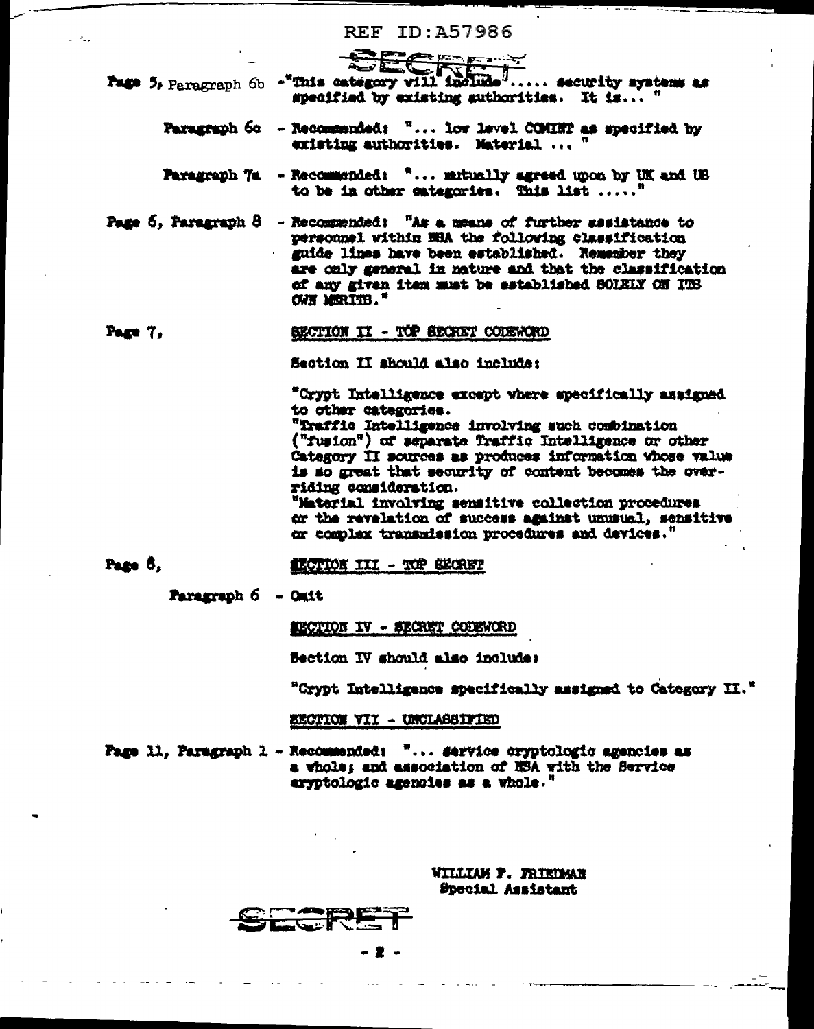REF ID:A57986

SECRET

Page 5, Paragraph 6b - "This category will include ..... security systems as specified by existing authorities. It is... "

Paragraph 6c - Recommended: "... low level COMINT as specified by existing authorities. Material ... "

Paragraph 7a - Recommended: "... mutually agreed upon by UK and US to be in other categories. This list ....."

Page 6, Paragraph 8 - Recommended: "As a means of further assistance to personnel within NSA the following classification guide lines have been established. Remember they are only general in nature and that the classification of any given item must be established SOLELY ON ITS OWN MERITS."

Page 7,

SECTION II - TOP SECRET CODEWORD

Section II should also include:

"Crypt Intelligence except where specifically assigned to other categories.

"Traffic Intelligence involving such combination ("fusion") of separate Traffic Intelligence or other Category II sources as produces information whose value is so great that security of content becomes the overriding consideration.

"Material involving sensitive collection procedures or the revelation of success against unusual, sensitive or complex transmission procedures and devices."

Page 8,

SECTION III - TOP SECRET

Paragraph 6 - Omit

SECTION IV - SECRET CODEWORD

Section IV should also include:

"Crypt Intelligence specifically assigned to Category II."

SECTION VII - UNCLASSIFIED

Page 11, Paragraph 1 - Recommended: "... service cryptologic agencies as a whole; and association of NSA with the Service cryptologic agencies as a whole."

WILLIAM F. FRIEDMAN
Special Assistant

SECRET